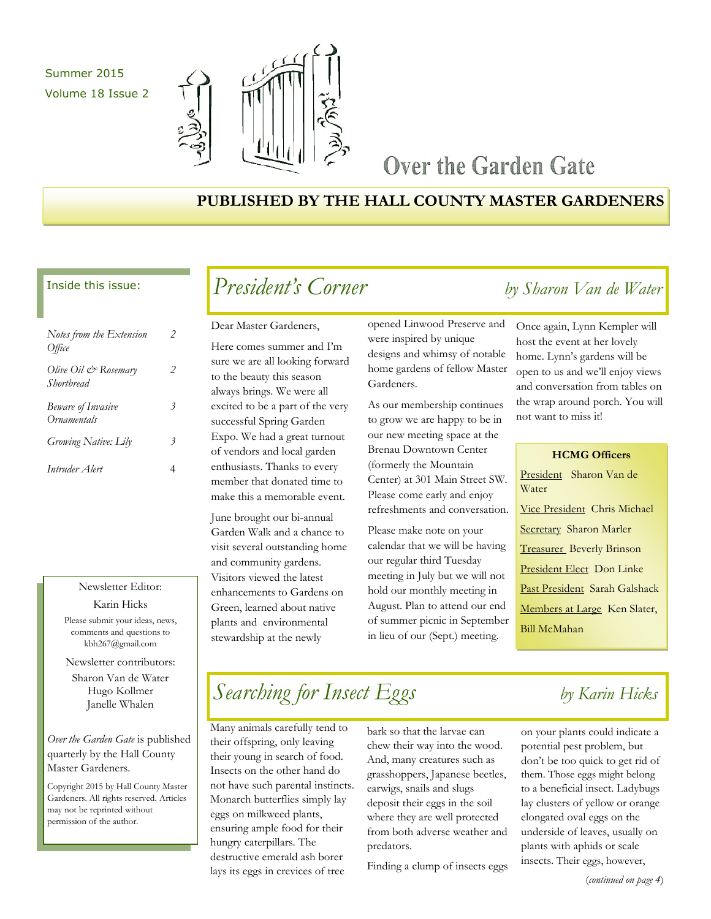Summer 2015

Volume 18 Issue 2

# Over the Garden Gate

**PUBLISHED BY THE HALL COUNTY MASTER GARDENERS**

**Inside this issue:**

| | |
|---|---|
| *Notes from the Extension Office* | 2 |
| *Olive Oil & Rosemary Shortbread* | 2 |
| *Beware of Invasive Ornamentals* | 3 |
| *Growing Native: Lily* | 3 |
| *Intruder Alert* | 4 |

## *President's Corner* — *by Sharon Van de Water*

Dear Master Gardeners,

Here comes summer and I'm sure we are all looking forward to the beauty this season always brings. We were all excited to be a part of the very successful Spring Garden Expo. We had a great turnout of vendors and local garden enthusiasts. Thanks to every member that donated time to make this a memorable event.

June brought our bi-annual Garden Walk and a chance to visit several outstanding home and community gardens. Visitors viewed the latest enhancements to Gardens on Green, learned about native plants and environmental stewardship at the newly opened Linwood Preserve and were inspired by unique designs and whimsy of notable home gardens of fellow Master Gardeners.

As our membership continues to grow we are happy to be in our new meeting space at the Brenau Downtown Center (formerly the Mountain Center) at 301 Main Street SW. Please come early and enjoy refreshments and conversation.

Please make note on your calendar that we will be having our regular third Tuesday meeting in July but we will not hold our monthly meeting in August. Plan to attend our end of summer picnic in September in lieu of our (Sept.) meeting. Once again, Lynn Kempler will host the event at her lovely home. Lynn's gardens will be open to us and we'll enjoy views and conversation from tables on the wrap around porch. You will not want to miss it!

**HCMG Officers**

President Sharon Van de Water

Vice President Chris Michael

Secretary Sharon Marler

Treasurer Beverly Brinson

President Elect Don Linke

Past President Sarah Galshack

Members at Large Ken Slater, Bill McMahan

## *Searching for Insect Eggs* — *by Karin Hicks*

Many animals carefully tend to their offspring, only leaving their young in search of food. Insects on the other hand do not have such parental instincts. Monarch butterflies simply lay eggs on milkweed plants, ensuring ample food for their hungry caterpillars. The destructive emerald ash borer lays its eggs in crevices of tree bark so that the larvae can chew their way into the wood. And, many creatures such as grasshoppers, Japanese beetles, earwigs, snails and slugs deposit their eggs in the soil where they are well protected from both adverse weather and predators.

Finding a clump of insects eggs on your plants could indicate a potential pest problem, but don't be too quick to get rid of them. Those eggs might belong to a beneficial insect. Ladybugs lay clusters of yellow or orange elongated oval eggs on the underside of leaves, usually on plants with aphids or scale insects. Their eggs, however,

(*continued on page 4*)

Newsletter Editor:

Karin Hicks

Please submit your ideas, news, comments and questions to kbh267@gmail.com

Newsletter contributors:

Sharon Van de Water
Hugo Kollmer
Janelle Whalen

*Over the Garden Gate* is published quarterly by the Hall County Master Gardeners.

Copyright 2015 by Hall County Master Gardeners. All rights reserved. Articles may not be reprinted without permission of the author.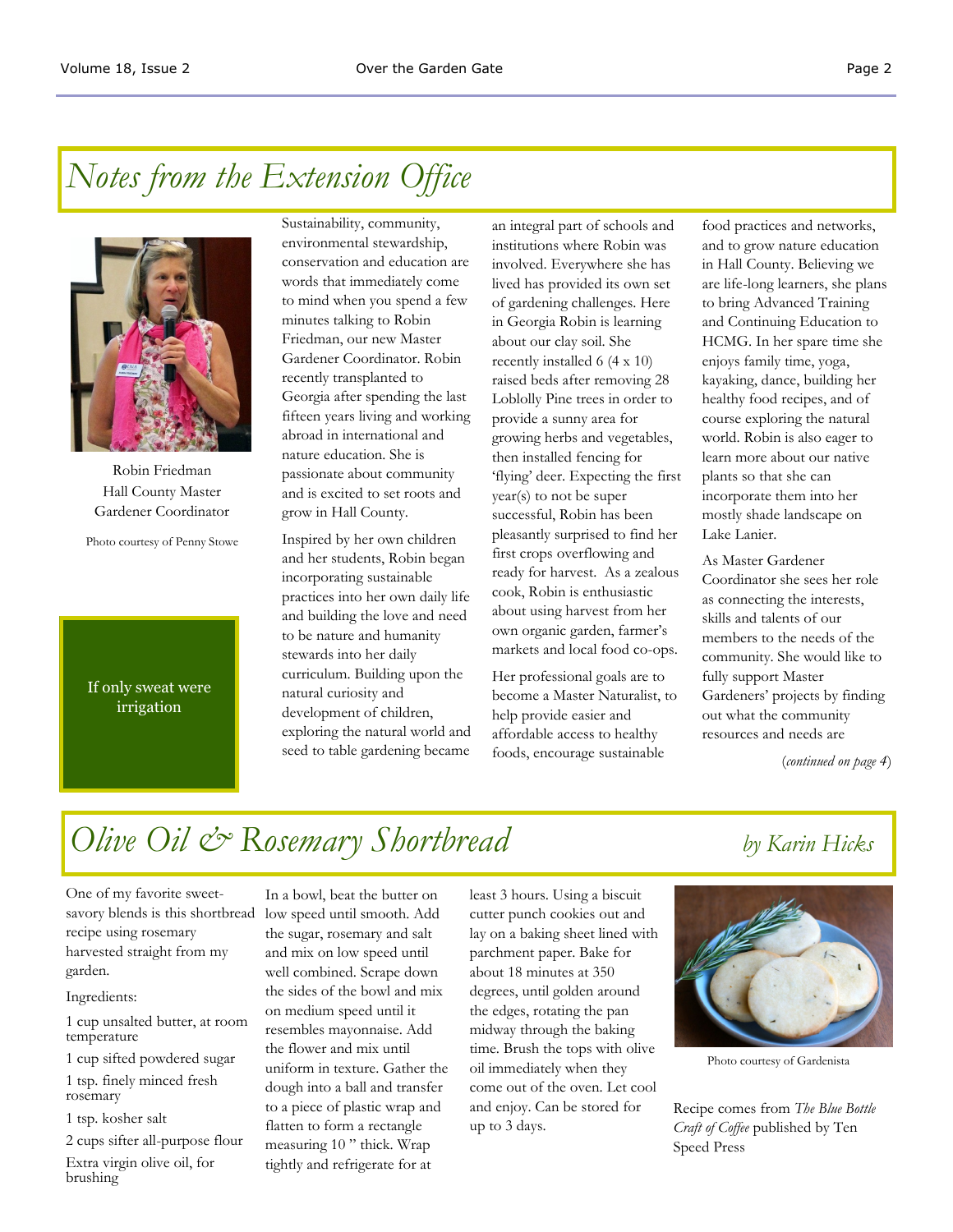# *Notes from the Extension Office*

Robin Friedman
Hall County Master Gardener Coordinator

Photo courtesy of Penny Stowe

If only sweat were irrigation

Sustainability, community, environmental stewardship, conservation and education are words that immediately come to mind when you spend a few minutes talking to Robin Friedman, our new Master Gardener Coordinator. Robin recently transplanted to Georgia after spending the last fifteen years living and working abroad in international and nature education. She is passionate about community and is excited to set roots and grow in Hall County.

Inspired by her own children and her students, Robin began incorporating sustainable practices into her own daily life and building the love and need to be nature and humanity stewards into her daily curriculum. Building upon the natural curiosity and development of children, exploring the natural world and seed to table gardening became an integral part of schools and institutions where Robin was involved. Everywhere she has lived has provided its own set of gardening challenges. Here in Georgia Robin is learning about our clay soil. She recently installed 6 (4 x 10) raised beds after removing 28 Loblolly Pine trees in order to provide a sunny area for growing herbs and vegetables, then installed fencing for 'flying' deer. Expecting the first year(s) to not be super successful, Robin has been pleasantly surprised to find her first crops overflowing and ready for harvest. As a zealous cook, Robin is enthusiastic about using harvest from her own organic garden, farmer's markets and local food co-ops.

Her professional goals are to become a Master Naturalist, to help provide easier and affordable access to healthy foods, encourage sustainable food practices and networks, and to grow nature education in Hall County. Believing we are life-long learners, she plans to bring Advanced Training and Continuing Education to HCMG. In her spare time she enjoys family time, yoga, kayaking, dance, building her healthy food recipes, and of course exploring the natural world. Robin is also eager to learn more about our native plants so that she can incorporate them into her mostly shade landscape on Lake Lanier.

As Master Gardener Coordinator she sees her role as connecting the interests, skills and talents of our members to the needs of the community. She would like to fully support Master Gardeners' projects by finding out what the community resources and needs are

(*continued on page 4*)

# *Olive Oil & Rosemary Shortbread*

*by Karin Hicks*

One of my favorite sweet-savory blends is this shortbread recipe using rosemary harvested straight from my garden.

Ingredients:

1 cup unsalted butter, at room temperature

1 cup sifted powdered sugar

1 tsp. finely minced fresh rosemary

1 tsp. kosher salt

2 cups sifter all-purpose flour

Extra virgin olive oil, for brushing

In a bowl, beat the butter on low speed until smooth. Add the sugar, rosemary and salt and mix on low speed until well combined. Scrape down the sides of the bowl and mix on medium speed until it resembles mayonnaise. Add the flower and mix until uniform in texture. Gather the dough into a ball and transfer to a piece of plastic wrap and flatten to form a rectangle measuring 10 " thick. Wrap tightly and refrigerate for at least 3 hours. Using a biscuit cutter punch cookies out and lay on a baking sheet lined with parchment paper. Bake for about 18 minutes at 350 degrees, until golden around the edges, rotating the pan midway through the baking time. Brush the tops with olive oil immediately when they come out of the oven. Let cool and enjoy. Can be stored for up to 3 days.

Photo courtesy of Gardenista

Recipe comes from *The Blue Bottle Craft of Coffee* published by Ten Speed Press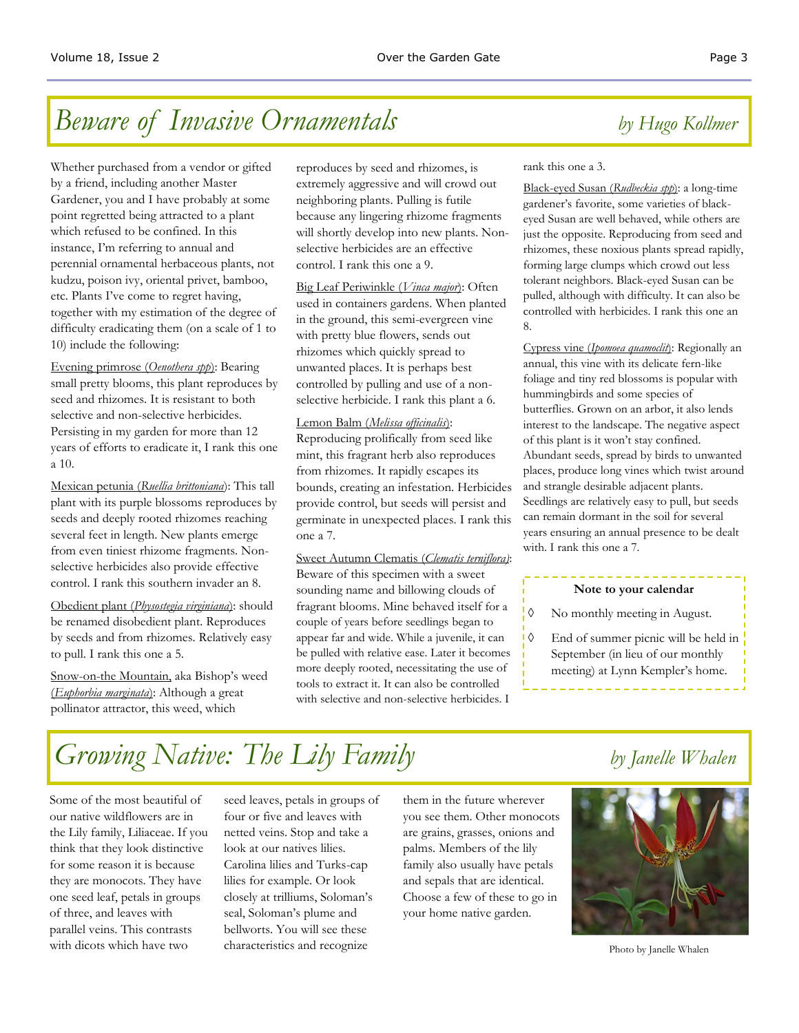# *Beware of Invasive Ornamentals*

*by Hugo Kollmer*

Whether purchased from a vendor or gifted by a friend, including another Master Gardener, you and I have probably at some point regretted being attracted to a plant which refused to be confined. In this instance, I'm referring to annual and perennial ornamental herbaceous plants, not kudzu, poison ivy, oriental privet, bamboo, etc. Plants I've come to regret having, together with my estimation of the degree of difficulty eradicating them (on a scale of 1 to 10) include the following:

Evening primrose (*Oenothera spp*): Bearing small pretty blooms, this plant reproduces by seed and rhizomes. It is resistant to both selective and non-selective herbicides. Persisting in my garden for more than 12 years of efforts to eradicate it, I rank this one a 10.

Mexican petunia (*Ruellia brittoniana*): This tall plant with its purple blossoms reproduces by seeds and deeply rooted rhizomes reaching several feet in length. New plants emerge from even tiniest rhizome fragments. Non-selective herbicides also provide effective control. I rank this southern invader an 8.

Obedient plant (*Physostegia virginiana*): should be renamed disobedient plant. Reproduces by seeds and from rhizomes. Relatively easy to pull. I rank this one a 5.

Snow-on-the Mountain, aka Bishop's weed (*Euphorbia marginata*): Although a great pollinator attractor, this weed, which reproduces by seed and rhizomes, is extremely aggressive and will crowd out neighboring plants. Pulling is futile because any lingering rhizome fragments will shortly develop into new plants. Non-selective herbicides are an effective control. I rank this one a 9.

Big Leaf Periwinkle (*Vinca major*): Often used in containers gardens. When planted in the ground, this semi-evergreen vine with pretty blue flowers, sends out rhizomes which quickly spread to unwanted places. It is perhaps best controlled by pulling and use of a non-selective herbicide. I rank this plant a 6.

Lemon Balm (*Melissa officinalis*): Reproducing prolifically from seed like mint, this fragrant herb also reproduces from rhizomes. It rapidly escapes its bounds, creating an infestation. Herbicides provide control, but seeds will persist and germinate in unexpected places. I rank this one a 7.

Sweet Autumn Clematis (*Clematis terniflora*): Beware of this specimen with a sweet sounding name and billowing clouds of fragrant blooms. Mine behaved itself for a couple of years before seedlings began to appear far and wide. While a juvenile, it can be pulled with relative ease. Later it becomes more deeply rooted, necessitating the use of tools to extract it. It can also be controlled with selective and non-selective herbicides. I rank this one a 3.

Black-eyed Susan (*Rudbeckia spp*): a long-time gardener's favorite, some varieties of black-eyed Susan are well behaved, while others are just the opposite. Reproducing from seed and rhizomes, these noxious plants spread rapidly, forming large clumps which crowd out less tolerant neighbors. Black-eyed Susan can be pulled, although with difficulty. It can also be controlled with herbicides. I rank this one an 8.

Cypress vine (*Ipomoea quamoclit*): Regionally an annual, this vine with its delicate fern-like foliage and tiny red blossoms is popular with hummingbirds and some species of butterflies. Grown on an arbor, it also lends interest to the landscape. The negative aspect of this plant is it won't stay confined. Abundant seeds, spread by birds to unwanted places, produce long vines which twist around and strangle desirable adjacent plants. Seedlings are relatively easy to pull, but seeds can remain dormant in the soil for several years ensuring an annual presence to be dealt with. I rank this one a 7.

**Note to your calendar**

- ◊ No monthly meeting in August.
- ◊ End of summer picnic will be held in September (in lieu of our monthly meeting) at Lynn Kempler's home.

# *Growing Native: The Lily Family*

*by Janelle Whalen*

Some of the most beautiful of our native wildflowers are in the Lily family, Liliaceae. If you think that they look distinctive for some reason it is because they are monocots. They have one seed leaf, petals in groups of three, and leaves with parallel veins. This contrasts with dicots which have two seed leaves, petals in groups of four or five and leaves with netted veins. Stop and take a look at our natives lilies. Carolina lilies and Turks-cap lilies for example. Or look closely at trilliums, Soloman's seal, Soloman's plume and bellworts. You will see these characteristics and recognize them in the future wherever you see them. Other monocots are grains, grasses, onions and palms. Members of the lily family also usually have petals and sepals that are identical. Choose a few of these to go in your home native garden.

Photo by Janelle Whalen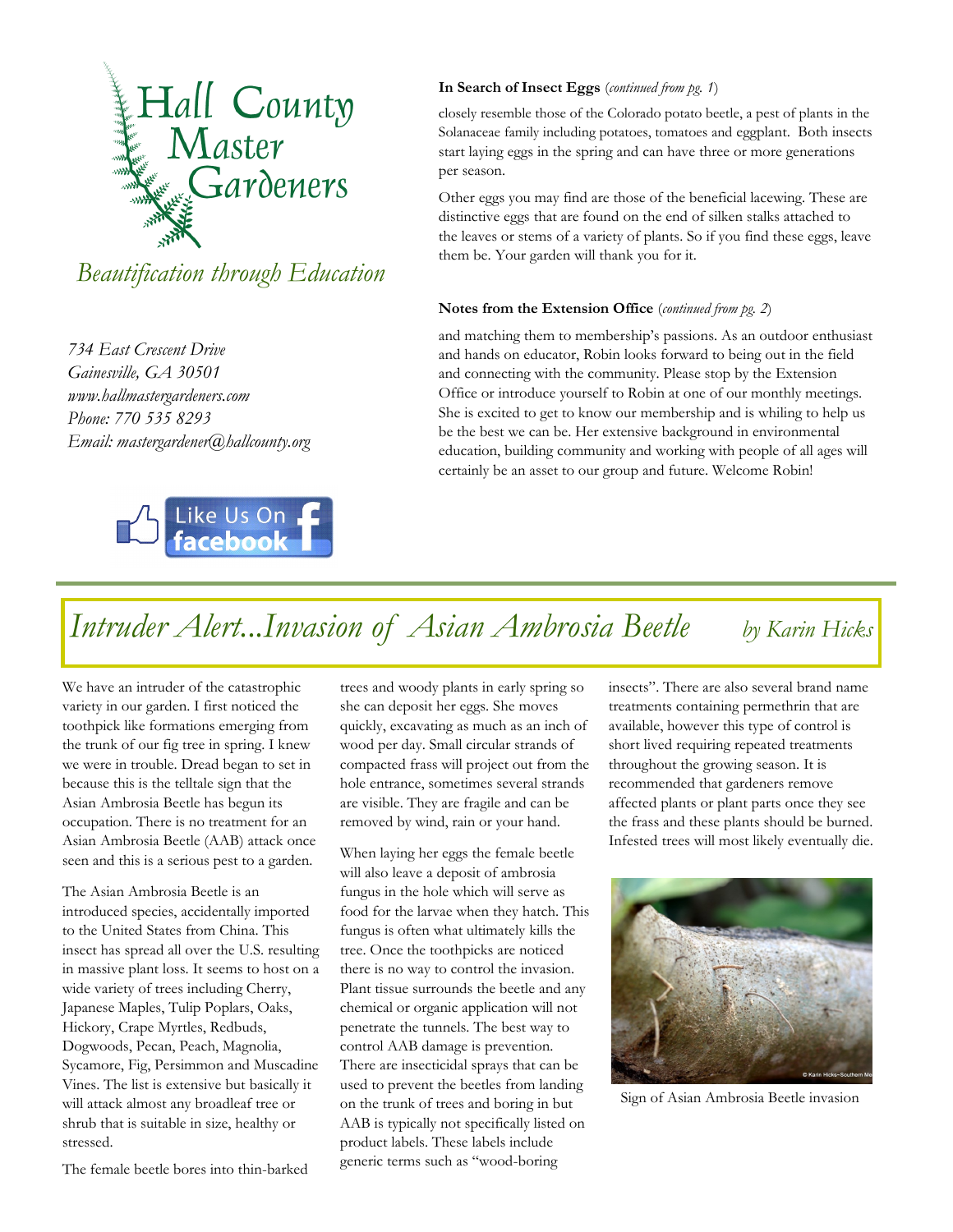# Hall County Master Gardeners

*Beautification through Education*

*734 East Crescent Drive*
*Gainesville, GA 30501*
*www.hallmastergardeners.com*
*Phone: 770 535 8293*
*Email: mastergardener@hallcounty.org*

Like Us On facebook

**In Search of Insect Eggs** (*continued from pg. 1*)

closely resemble those of the Colorado potato beetle, a pest of plants in the Solanaceae family including potatoes, tomatoes and eggplant. Both insects start laying eggs in the spring and can have three or more generations per season.

Other eggs you may find are those of the beneficial lacewing. These are distinctive eggs that are found on the end of silken stalks attached to the leaves or stems of a variety of plants. So if you find these eggs, leave them be. Your garden will thank you for it.

**Notes from the Extension Office** (*continued from pg. 2*)

and matching them to membership's passions. As an outdoor enthusiast and hands on educator, Robin looks forward to being out in the field and connecting with the community. Please stop by the Extension Office or introduce yourself to Robin at one of our monthly meetings. She is excited to get to know our membership and is whiling to help us be the best we can be. Her extensive background in environmental education, building community and working with people of all ages will certainly be an asset to our group and future. Welcome Robin!

## *Intruder Alert...Invasion of Asian Ambrosia Beetle* *by Karin Hicks*

We have an intruder of the catastrophic variety in our garden. I first noticed the toothpick like formations emerging from the trunk of our fig tree in spring. I knew we were in trouble. Dread began to set in because this is the telltale sign that the Asian Ambrosia Beetle has begun its occupation. There is no treatment for an Asian Ambrosia Beetle (AAB) attack once seen and this is a serious pest to a garden.

The Asian Ambrosia Beetle is an introduced species, accidentally imported to the United States from China. This insect has spread all over the U.S. resulting in massive plant loss. It seems to host on a wide variety of trees including Cherry, Japanese Maples, Tulip Poplars, Oaks, Hickory, Crape Myrtles, Redbuds, Dogwoods, Pecan, Peach, Magnolia, Sycamore, Fig, Persimmon and Muscadine Vines. The list is extensive but basically it will attack almost any broadleaf tree or shrub that is suitable in size, healthy or stressed.

The female beetle bores into thin-barked trees and woody plants in early spring so she can deposit her eggs. She moves quickly, excavating as much as an inch of wood per day. Small circular strands of compacted frass will project out from the hole entrance, sometimes several strands are visible. They are fragile and can be removed by wind, rain or your hand.

When laying her eggs the female beetle will also leave a deposit of ambrosia fungus in the hole which will serve as food for the larvae when they hatch. This fungus is often what ultimately kills the tree. Once the toothpicks are noticed there is no way to control the invasion. Plant tissue surrounds the beetle and any chemical or organic application will not penetrate the tunnels. The best way to control AAB damage is prevention. There are insecticidal sprays that can be used to prevent the beetles from landing on the trunk of trees and boring in but AAB is typically not specifically listed on product labels. These labels include generic terms such as "wood-boring insects". There are also several brand name treatments containing permethrin that are available, however this type of control is short lived requiring repeated treatments throughout the growing season. It is recommended that gardeners remove affected plants or plant parts once they see the frass and these plants should be burned. Infested trees will most likely eventually die.

Sign of Asian Ambrosia Beetle invasion